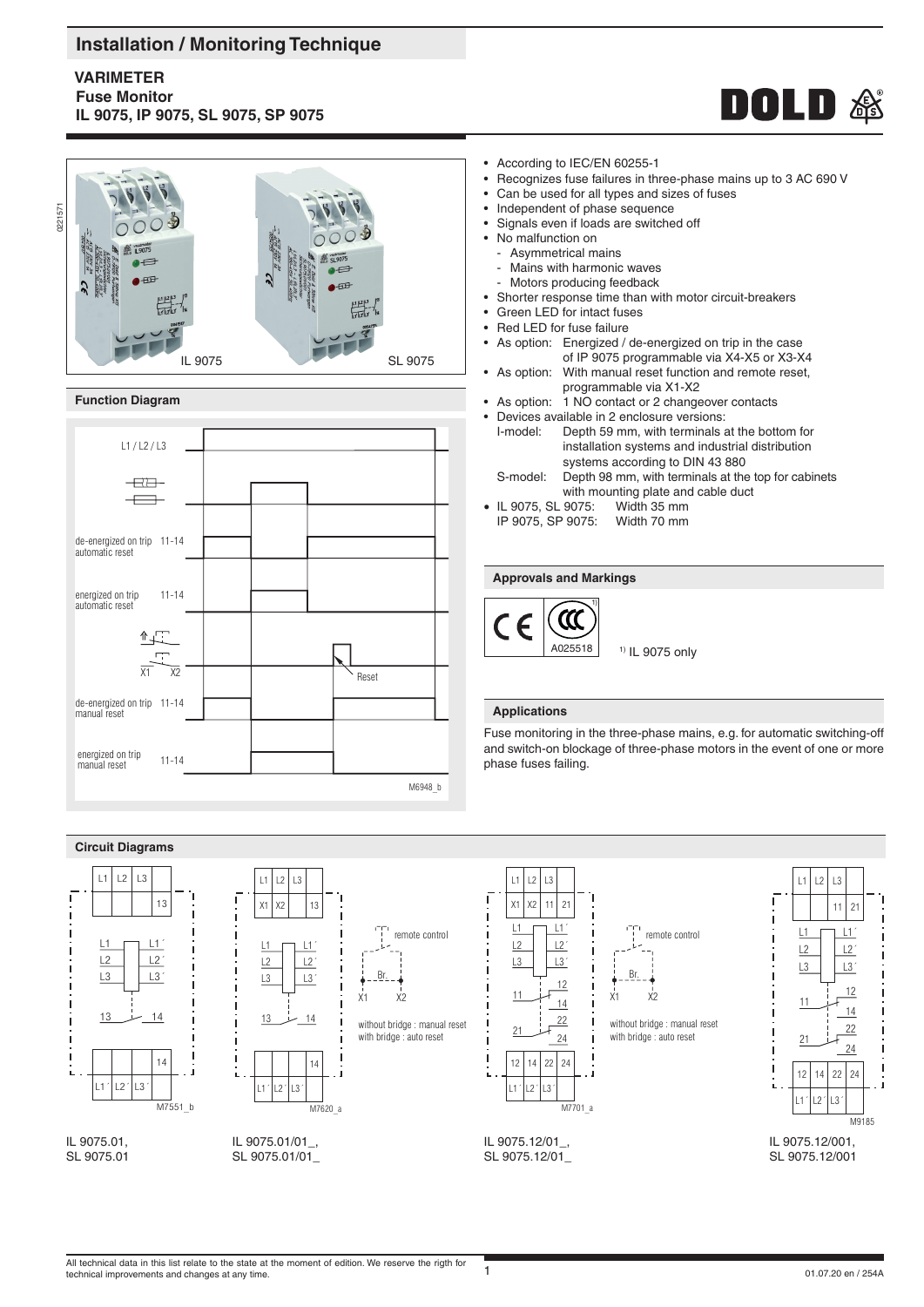# Installation / Monitoring Technique

**VARIMETER**
**Fuse Monitor**
**IL 9075, IP 9075, SL 9075, SP 9075**

- According to IEC/EN 60255-1
- Recognizes fuse failures in three-phase mains up to 3 AC 690 V
- Can be used for all types and sizes of fuses
- Independent of phase sequence
- Signals even if loads are switched off
- No malfunction on
  - Asymmetrical mains
  - Mains with harmonic waves
  - Motors producing feedback
- Shorter response time than with motor circuit-breakers
- Green LED for intact fuses
- Red LED for fuse failure
- As option: Energized / de-energized on trip in the case of IP 9075 programmable via X4-X5 or X3-X4
- As option: With manual reset function and remote reset, programmable via X1-X2
- As option: 1 NO contact or 2 changeover contacts
- Devices available in 2 enclosure versions:
  - I-model: Depth 59 mm, with terminals at the bottom for installation systems and industrial distribution systems according to DIN 43 880
  - S-model: Depth 98 mm, with terminals at the top for cabinets with mounting plate and cable duct
- IL 9075, SL 9075: Width 35 mm
  IP 9075, SP 9075: Width 70 mm

IL 9075 SL 9075

## Function Diagram

M6948_b

## Approvals and Markings

A025518

[1] IL 9075 only

## Applications

Fuse monitoring in the three-phase mains, e.g. for automatic switching-off and switch-on blockage of three-phase motors in the event of one or more phase fuses failing.

## Circuit Diagrams

IL 9075.01, SL 9075.01 (M7551_b)

IL 9075.01/01_, SL 9075.01/01_ (M7620_a)

remote control — without bridge : manual reset, with bridge : auto reset

IL 9075.12/01_, SL 9075.12/01_ (M7701_a)

remote control — without bridge : manual reset, with bridge : auto reset

IL 9075.12/001, SL 9075.12/001 (M9185)

All technical data in this list relate to the state at the moment of edition. We reserve the rigth for technical improvements and changes at any time.

01.07.20 en / 254A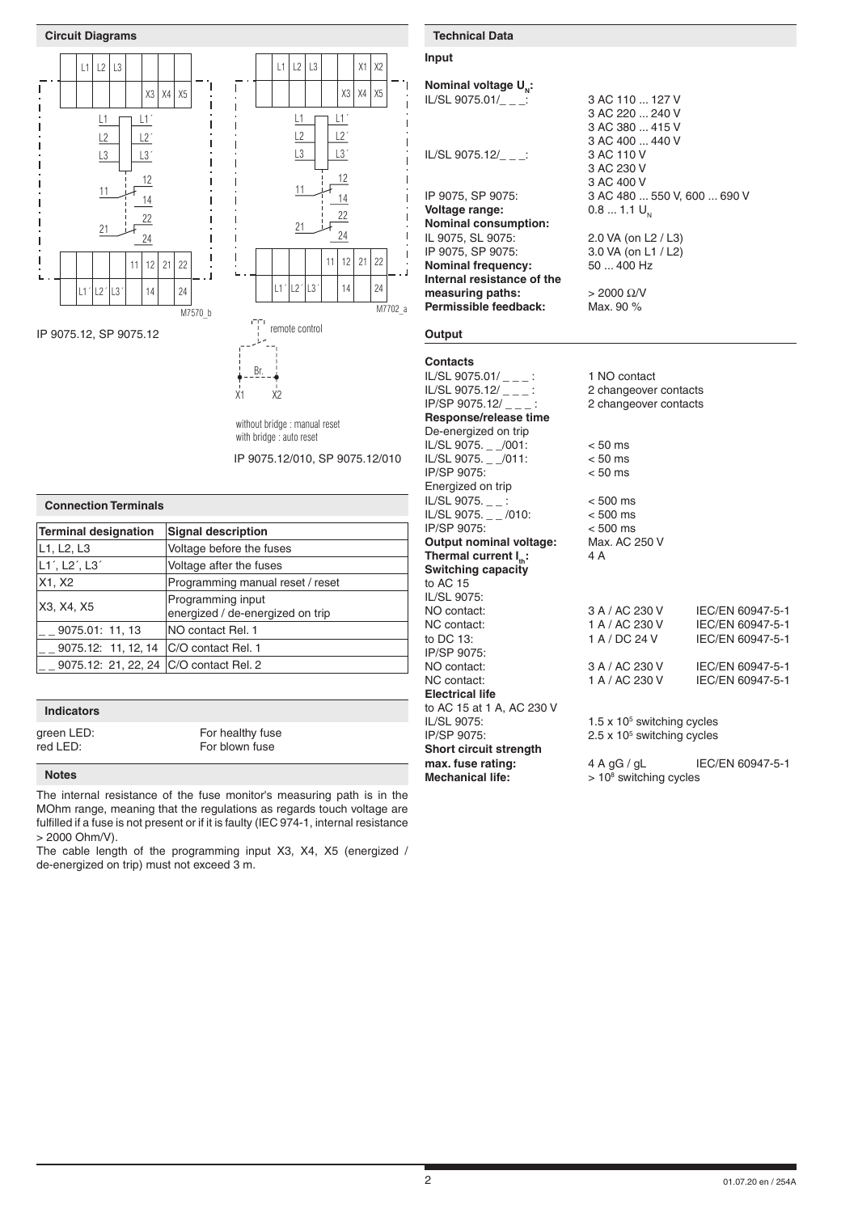## Circuit Diagrams

M7570_b

IP 9075.12, SP 9075.12

M7702_a

remote control

Br.

X1 X2

without bridge : manual reset
with bridge : auto reset

IP 9075.12/010, SP 9075.12/010

## Connection Terminals

| Terminal designation | Signal description |
|---|---|
| L1, L2, L3 | Voltage before the fuses |
| L1´, L2´, L3´ | Voltage after the fuses |
| X1, X2 | Programming manual reset / reset |
| X3, X4, X5 | Programming input energized / de-energized on trip |
| _ _ 9075.01: 11, 13 | NO contact Rel. 1 |
| _ _ 9075.12: 11, 12, 14 | C/O contact Rel. 1 |
| _ _ 9075.12: 21, 22, 24 | C/O contact Rel. 2 |

## Indicators

green LED: For healthy fuse
red LED: For blown fuse

## Notes

The internal resistance of the fuse monitor's measuring path is in the MOhm range, meaning that the regulations as regards touch voltage are fulfilled if a fuse is not present or if it is faulty (IEC 974-1, internal resistance > 2000 Ohm/V).

The cable length of the programming input X3, X4, X5 (energized / de-energized on trip) must not exceed 3 m.

## Technical Data

### Input

**Nominal voltage $U_N$:**
IL/SL 9075.01/_ _ _: 3 AC 110 ... 127 V
3 AC 220 ... 240 V
3 AC 380 ... 415 V
3 AC 400 ... 440 V
IL/SL 9075.12/_ _ _: 3 AC 110 V
3 AC 230 V
3 AC 400 V
IP 9075, SP 9075: 3 AC 480 ... 550 V, 600 ... 690 V
**Voltage range:** 0.8 ... 1.1 $U_N$
**Nominal consumption:**
IL 9075, SL 9075: 2.0 VA (on L2 / L3)
IP 9075, SP 9075: 3.0 VA (on L1 / L2)
**Nominal frequency:** 50 ... 400 Hz
**Internal resistance of the measuring paths:** > 2000 Ω/V
**Permissible feedback:** Max. 90 %

### Output

**Contacts**
IL/SL 9075.01/ _ _ _ : 1 NO contact
IL/SL 9075.12/ _ _ _ : 2 changeover contacts
IP/SP 9075.12/ _ _ _ : 2 changeover contacts
**Response/release time**
De-energized on trip
IL/SL 9075. _ _/001: < 50 ms
IL/SL 9075. _ _/011: < 50 ms
IP/SP 9075: < 50 ms
Energized on trip
IL/SL 9075. _ _ : < 500 ms
IL/SL 9075. _ _ /010: < 500 ms
IP/SP 9075: < 500 ms
**Output nominal voltage:** Max. AC 250 V
**Thermal current $I_{th}$:** 4 A
**Switching capacity**
to AC 15
IL/SL 9075:
NO contact: 3 A / AC 230 V IEC/EN 60947-5-1
NC contact: 1 A / AC 230 V IEC/EN 60947-5-1
to DC 13: 1 A / DC 24 V IEC/EN 60947-5-1
IP/SP 9075:
NO contact: 3 A / AC 230 V IEC/EN 60947-5-1
NC contact: 1 A / AC 230 V IEC/EN 60947-5-1
**Electrical life**
to AC 15 at 1 A, AC 230 V
IL/SL 9075: 1.5 x $10^5$ switching cycles
IP/SP 9075: 2.5 x $10^5$ switching cycles
**Short circuit strength**
**max. fuse rating:** 4 A gG / gL IEC/EN 60947-5-1
**Mechanical life:** > $10^8$ switching cycles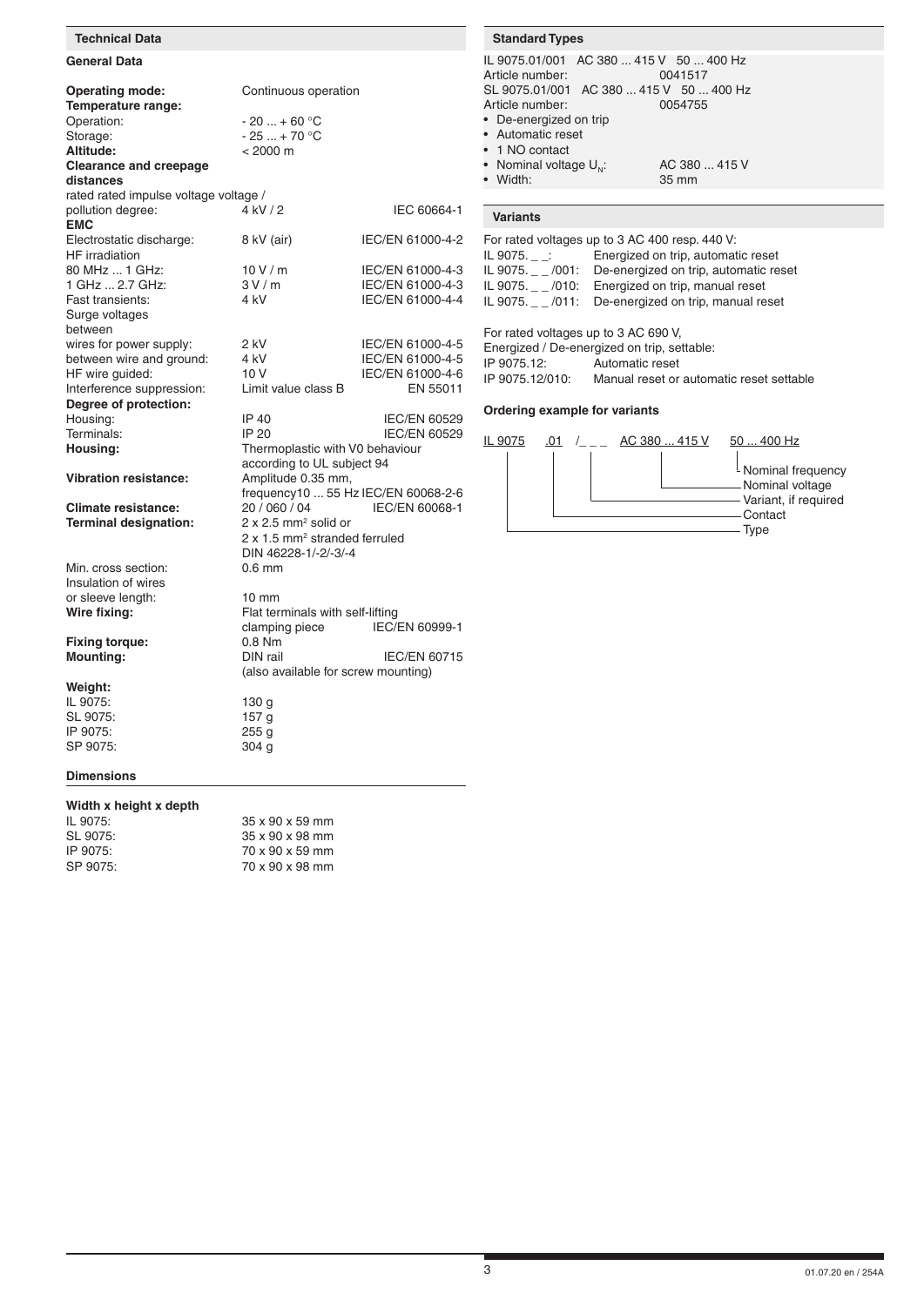## Technical Data

### General Data

| | | |
|---|---|---|
| **Operating mode:** | Continuous operation | |
| **Temperature range:** | | |
| Operation: | - 20 ... + 60 °C | |
| Storage: | - 25 ... + 70 °C | |
| **Altitude:** | < 2000 m | |
| **Clearance and creepage distances** | | |
| rated rated impulse voltage voltage / pollution degree: | 4 kV / 2 | IEC 60664-1 |
| **EMC** | | |
| Electrostatic discharge: | 8 kV (air) | IEC/EN 61000-4-2 |
| HF irradiation | | |
| 80 MHz ... 1 GHz: | 10 V / m | IEC/EN 61000-4-3 |
| 1 GHz ... 2.7 GHz: | 3 V / m | IEC/EN 61000-4-3 |
| Fast transients: | 4 kV | IEC/EN 61000-4-4 |
| Surge voltages between | | |
| wires for power supply: | 2 kV | IEC/EN 61000-4-5 |
| between wire and ground: | 4 kV | IEC/EN 61000-4-5 |
| HF wire guided: | 10 V | IEC/EN 61000-4-6 |
| Interference suppression: | Limit value class B | EN 55011 |
| **Degree of protection:** | | |
| Housing: | IP 40 | IEC/EN 60529 |
| Terminals: | IP 20 | IEC/EN 60529 |
| **Housing:** | Thermoplastic with V0 behaviour according to UL subject 94 | |
| **Vibration resistance:** | Amplitude 0.35 mm, frequency10 ... 55 Hz | IEC/EN 60068-2-6 |
| **Climate resistance:** | 20 / 060 / 04 | IEC/EN 60068-1 |
| **Terminal designation:** | 2 x 2.5 mm² solid or 2 x 1.5 mm² stranded ferruled DIN 46228-1/-2/-3/-4 | |
| Min. cross section: | 0.6 mm | |
| Insulation of wires or sleeve length: | 10 mm | |
| **Wire fixing:** | Flat terminals with self-lifting clamping piece | IEC/EN 60999-1 |
| **Fixing torque:** | 0.8 Nm | |
| **Mounting:** | DIN rail (also available for screw mounting) | IEC/EN 60715 |
| **Weight:** | | |
| IL 9075: | 130 g | |
| SL 9075: | 157 g | |
| IP 9075: | 255 g | |
| SP 9075: | 304 g | |

### Dimensions

**Width x height x depth**

| | |
|---|---|
| IL 9075: | 35 x 90 x 59 mm |
| SL 9075: | 35 x 90 x 98 mm |
| IP 9075: | 70 x 90 x 59 mm |
| SP 9075: | 70 x 90 x 98 mm |

## Standard Types

IL 9075.01/001 AC 380 ... 415 V 50 ... 400 Hz
Article number: 0041517
SL 9075.01/001 AC 380 ... 415 V 50 ... 400 Hz
Article number: 0054755

- De-energized on trip
- Automatic reset
- 1 NO contact
- Nominal voltage $U_N$: AC 380 ... 415 V
- Width: 35 mm

## Variants

For rated voltages up to 3 AC 400 resp. 440 V:

| | |
|---|---|
| IL 9075. _ _: | Energized on trip, automatic reset |
| IL 9075. _ _ /001: | De-energized on trip, automatic reset |
| IL 9075. _ _ /010: | Energized on trip, manual reset |
| IL 9075. _ _ /011: | De-energized on trip, manual reset |

For rated voltages up to 3 AC 690 V,
Energized / De-energized on trip, settable:

| | |
|---|---|
| IP 9075.12: | Automatic reset |
| IP 9075.12/010: | Manual reset or automatic reset settable |

### Ordering example for variants

IL 9075 .01 /_ _ _ AC 380 ... 415 V 50 ... 400 Hz

- 50 ... 400 Hz: Nominal frequency
- AC 380 ... 415 V: Nominal voltage
- /_ _ _: Variant, if required
- .01: Contact
- IL 9075: Type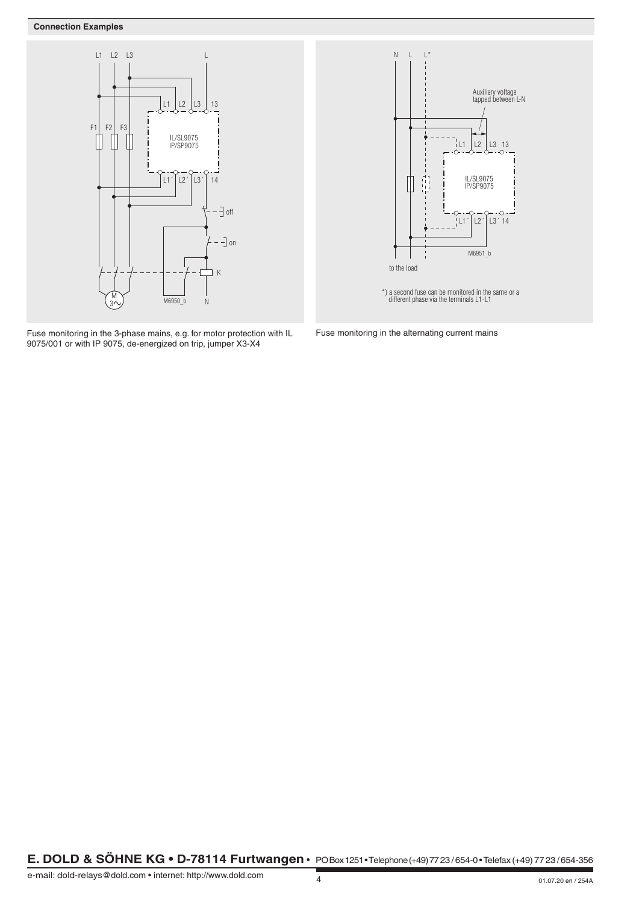**Connection Examples**

L1 L2 L3

L

F1 F2 F3

L1 L2 L3 13

IL/SL9075
IP/SP9075

L1´ L2´ L3´ 14

off

on

K

M
3~

M6950_b

N

Fuse monitoring in the 3-phase mains, e.g. for motor protection with IL 9075/001 or with IP 9075, de-energized on trip, jumper X3-X4

N L L*

Auxiliary voltage tapped between L-N

L1 L2 L3 13

IL/SL9075
IP/SP9075

L1´ L2´ L3´ 14

M6951_b

to the load

*) a second fuse can be monitored in the same or a different phase via the terminals L1-L1

Fuse monitoring in the alternating current mains

**E. DOLD & SÖHNE KG • D-78114 Furtwangen** • PO Box 1251 • Telephone (+49) 77 23 / 654-0 • Telefax (+49) 77 23 / 654-356

e-mail: dold-relays@dold.com • internet: http://www.dold.com

01.07.20 en / 254A